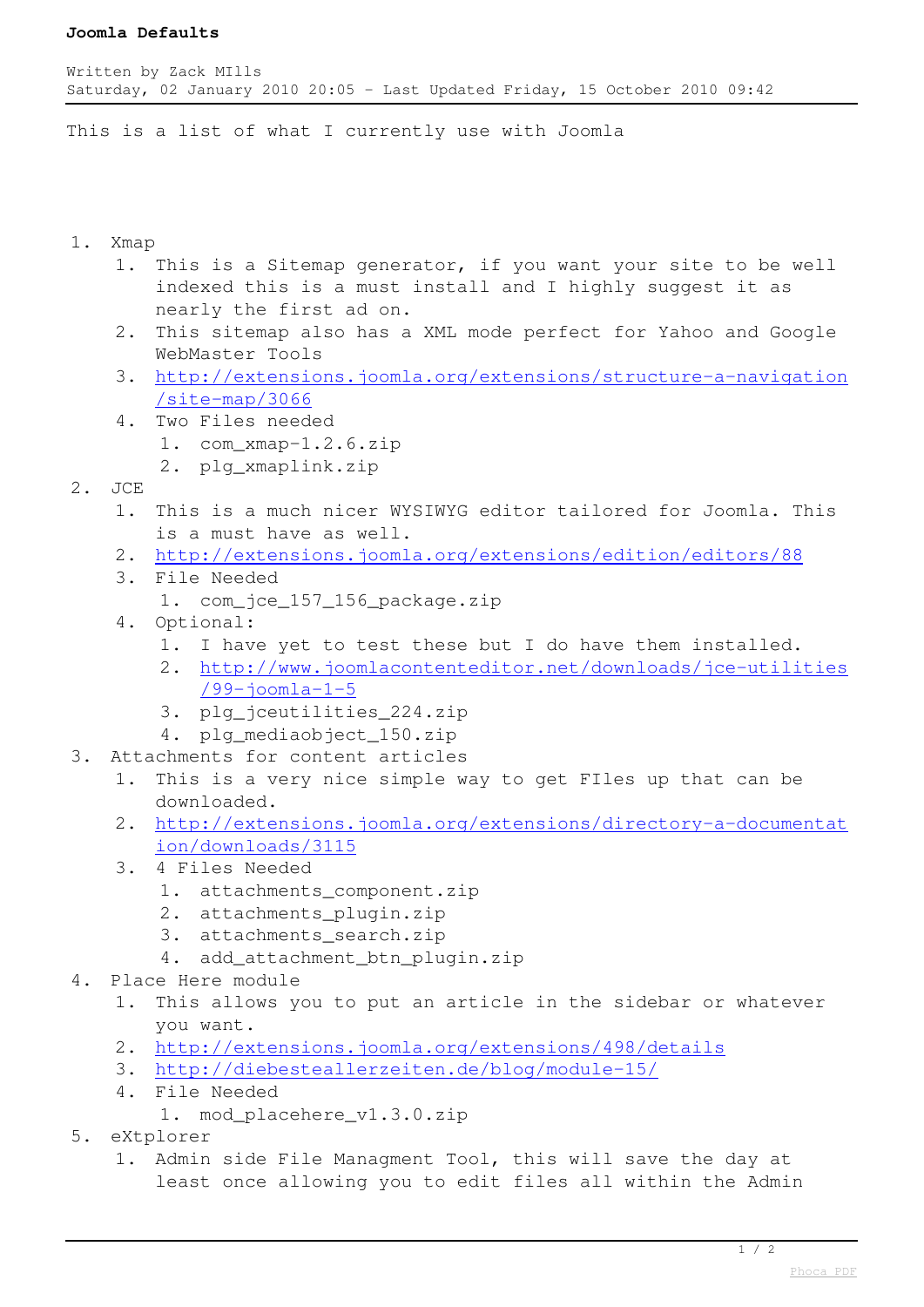# Joomla Defaults

Written by Zack MIlls
Saturday, 02 January 2010 20:05 - Last Updated Friday, 15 October 2010 09:42

This is a list of what I currently use with Joomla

1. Xmap
   1. This is a Sitemap generator, if you want your site to be well indexed this is a must install and I highly suggest it as nearly the first ad on.
   2. This sitemap also has a XML mode perfect for Yahoo and Google WebMaster Tools
   3. http://extensions.joomla.org/extensions/structure-a-navigation/site-map/3066
   4. Two Files needed
      1. com_xmap-1.2.6.zip
      2. plg_xmaplink.zip
2. JCE
   1. This is a much nicer WYSIWYG editor tailored for Joomla. This is a must have as well.
   2. http://extensions.joomla.org/extensions/edition/editors/88
   3. File Needed
      1. com_jce_157_156_package.zip
   4. Optional:
      1. I have yet to test these but I do have them installed.
      2. http://www.joomlacontenteditor.net/downloads/jce-utilities/99-joomla-1-5
      3. plg_jceutilities_224.zip
      4. plg_mediaobject_150.zip
3. Attachments for content articles
   1. This is a very nice simple way to get FIles up that can be downloaded.
   2. http://extensions.joomla.org/extensions/directory-a-documentation/downloads/3115
   3. 4 Files Needed
      1. attachments_component.zip
      2. attachments_plugin.zip
      3. attachments_search.zip
      4. add_attachment_btn_plugin.zip
4. Place Here module
   1. This allows you to put an article in the sidebar or whatever you want.
   2. http://extensions.joomla.org/extensions/498/details
   3. http://diebesteallerzeiten.de/blog/module-15/
   4. File Needed
      1. mod_placehere_v1.3.0.zip
5. eXtplorer
   1. Admin side File Managment Tool, this will save the day at least once allowing you to edit files all within the Admin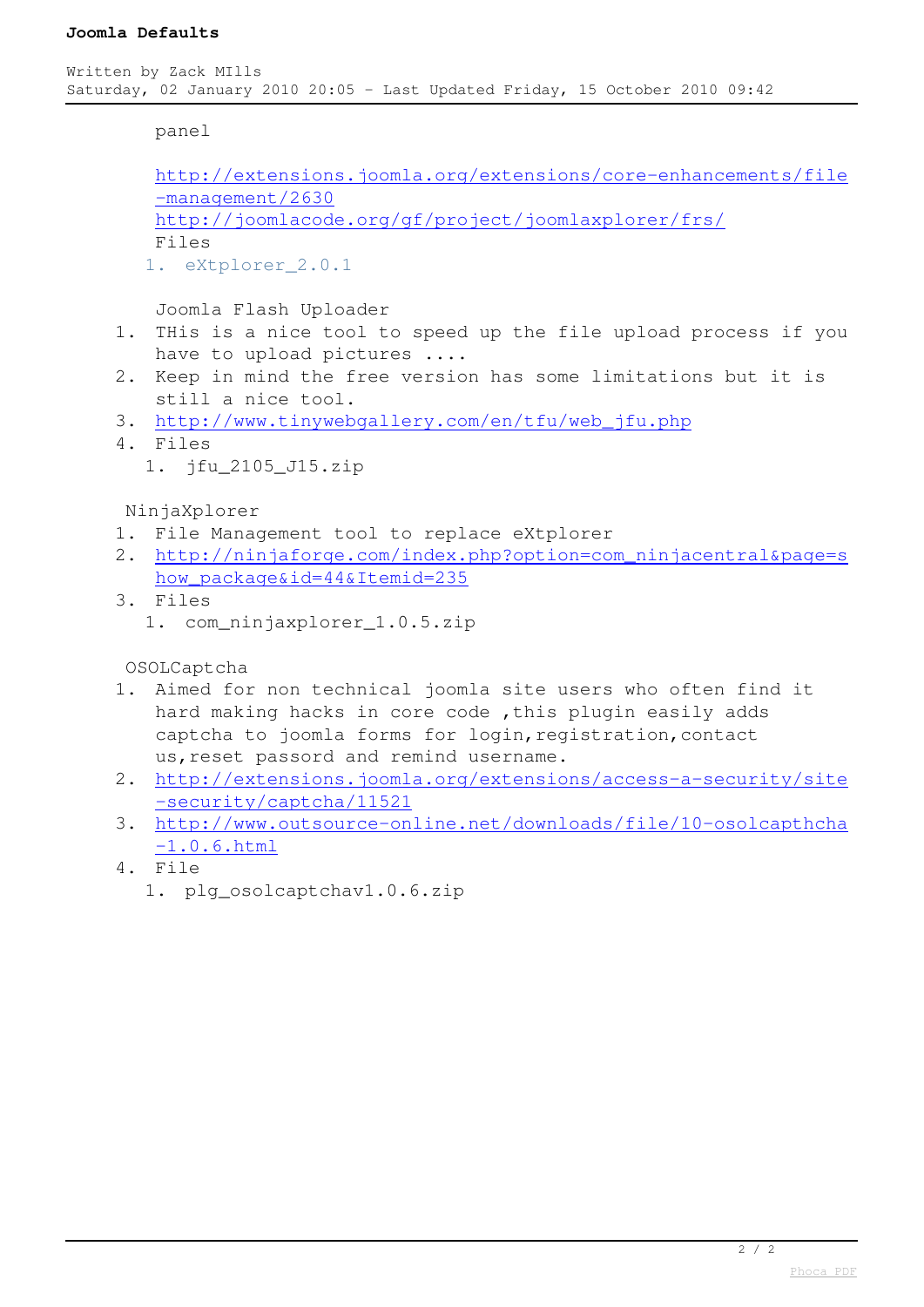panel

http://extensions.joomla.org/extensions/core-enhancements/file-management/2630
http://joomlacode.org/gf/project/joomlaxplorer/frs/
Files

1. eXtplorer_2.0.1

Joomla Flash Uploader

1. THis is a nice tool to speed up the file upload process if you have to upload pictures ....
2. Keep in mind the free version has some limitations but it is still a nice tool.
3. http://www.tinywebgallery.com/en/tfu/web_jfu.php
4. Files
    1. jfu_2105_J15.zip

NinjaXplorer

1. File Management tool to replace eXtplorer
2. http://ninjaforge.com/index.php?option=com_ninjacentral&page=show_package&id=44&Itemid=235
3. Files
    1. com_ninjaxplorer_1.0.5.zip

OSOLCaptcha

1. Aimed for non technical joomla site users who often find it hard making hacks in core code ,this plugin easily adds captcha to joomla forms for login,registration,contact us,reset passord and remind username.
2. http://extensions.joomla.org/extensions/access-a-security/site-security/captcha/11521
3. http://www.outsource-online.net/downloads/file/10-osolcapthcha-1.0.6.html
4. File
    1. plg_osolcaptchav1.0.6.zip